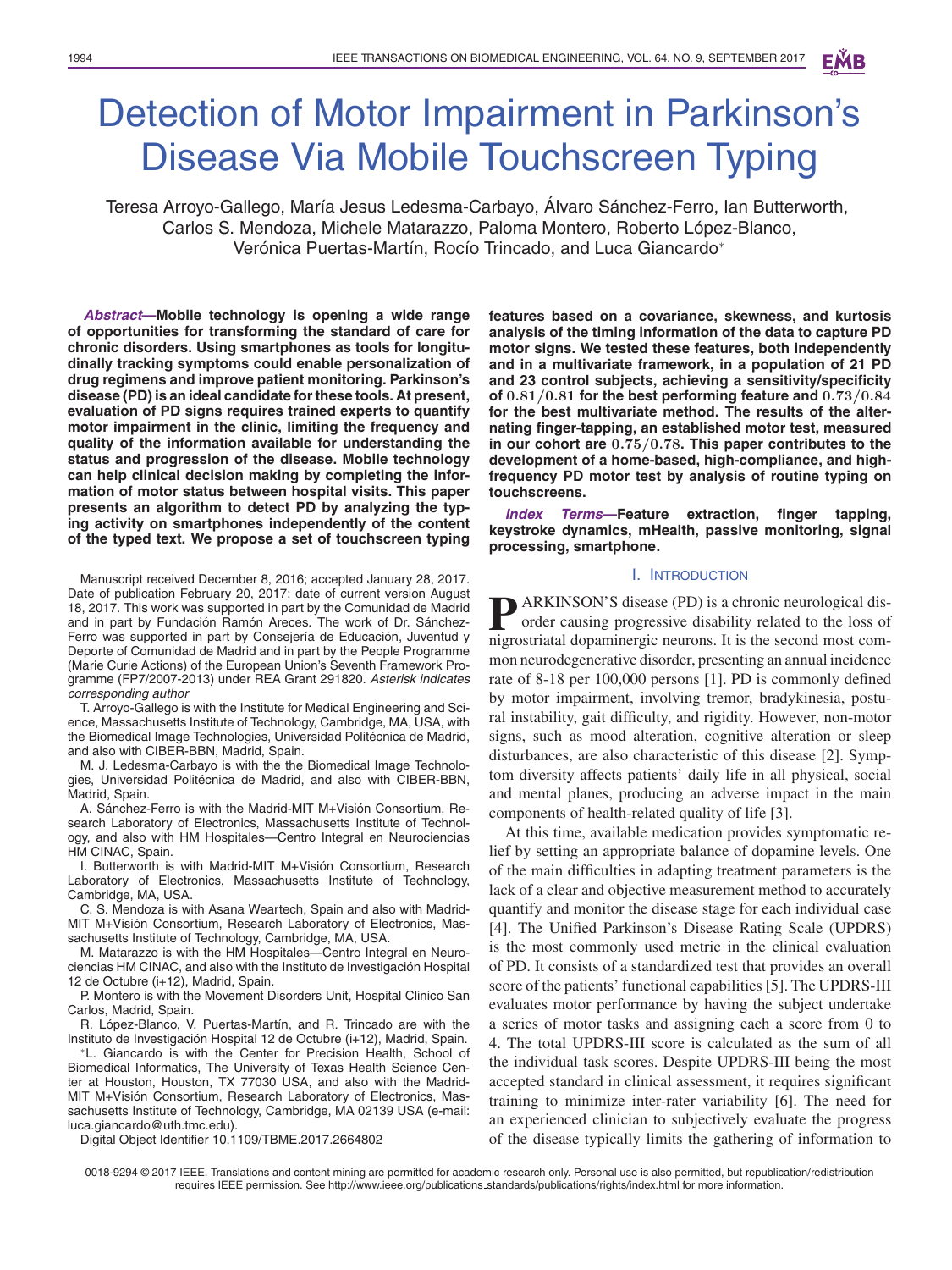# Detection of Motor Impairment in Parkinson's Disease Via Mobile Touchscreen Typing

Teresa Arroyo-Gallego, María Jesus Ledesma-Carbayo, Álvaro Sánchez-Ferro, Ian Butterworth, Carlos S. Mendoza, Michele Matarazzo, Paloma Montero, Roberto López-Blanco, Verónica Puertas-Martín, Rocío Trincado, and Luca Giancardo*

***Abstract*—Mobile technology is opening a wide range of opportunities for transforming the standard of care for chronic disorders. Using smartphones as tools for longitudinally tracking symptoms could enable personalization of drug regimens and improve patient monitoring. Parkinson's disease (PD) is an ideal candidate for these tools. At present, evaluation of PD signs requires trained experts to quantify motor impairment in the clinic, limiting the frequency and quality of the information available for understanding the status and progression of the disease. Mobile technology can help clinical decision making by completing the information of motor status between hospital visits. This paper presents an algorithm to detect PD by analyzing the typing activity on smartphones independently of the content of the typed text. We propose a set of touchscreen typing features based on a covariance, skewness, and kurtosis analysis of the timing information of the data to capture PD motor signs. We tested these features, both independently and in a multivariate framework, in a population of 21 PD and 23 control subjects, achieving a sensitivity/specificity of $0.81/0.81$ for the best performing feature and $0.73/0.84$ for the best multivariate method. The results of the alternating finger-tapping, an established motor test, measured in our cohort are $0.75/0.78$. This paper contributes to the development of a home-based, high-compliance, and high-frequency PD motor test by analysis of routine typing on touchscreens.**

***Index Terms*—Feature extraction, finger tapping, keystroke dynamics, mHealth, passive monitoring, signal processing, smartphone.**

Manuscript received December 8, 2016; accepted January 28, 2017. Date of publication February 20, 2017; date of current version August 18, 2017. This work was supported in part by the Comunidad de Madrid and in part by Fundación Ramón Areces. The work of Dr. Sánchez-Ferro was supported in part by Consejería de Educación, Juventud y Deporte of Comunidad de Madrid and in part by the People Programme (Marie Curie Actions) of the European Union's Seventh Framework Programme (FP7/2007-2013) under REA Grant 291820. *Asterisk indicates corresponding author*

T. Arroyo-Gallego is with the Institute for Medical Engineering and Science, Massachusetts Institute of Technology, Cambridge, MA, USA, with the Biomedical Image Technologies, Universidad Politécnica de Madrid, and also with CIBER-BBN, Madrid, Spain.

M. J. Ledesma-Carbayo is with the the Biomedical Image Technologies, Universidad Politécnica de Madrid, and also with CIBER-BBN, Madrid, Spain.

A. Sánchez-Ferro is with the Madrid-MIT M+Visión Consortium, Research Laboratory of Electronics, Massachusetts Institute of Technology, and also with HM Hospitales—Centro Integral en Neurociencias HM CINAC, Spain.

I. Butterworth is with Madrid-MIT M+Visión Consortium, Research Laboratory of Electronics, Massachusetts Institute of Technology, Cambridge, MA, USA.

C. S. Mendoza is with Asana Weartech, Spain and also with Madrid-MIT M+Visión Consortium, Research Laboratory of Electronics, Massachusetts Institute of Technology, Cambridge, MA, USA.

M. Matarazzo is with the HM Hospitales—Centro Integral en Neurociencias HM CINAC, and also with the Instituto de Investigación Hospital 12 de Octubre (i+12), Madrid, Spain.

P. Montero is with the Movement Disorders Unit, Hospital Clinico San Carlos, Madrid, Spain.

R. López-Blanco, V. Puertas-Martín, and R. Trincado are with the Instituto de Investigación Hospital 12 de Octubre (i+12), Madrid, Spain.

*L. Giancardo is with the Center for Precision Health, School of Biomedical Informatics, The University of Texas Health Science Center at Houston, Houston, TX 77030 USA, and also with the Madrid-MIT M+Visión Consortium, Research Laboratory of Electronics, Massachusetts Institute of Technology, Cambridge, MA 02139 USA (e-mail: luca.giancardo@uth.tmc.edu).

Digital Object Identifier 10.1109/TBME.2017.2664802

## I. Introduction

PARKINSON'S disease (PD) is a chronic neurological disorder causing progressive disability related to the loss of nigrostriatal dopaminergic neurons. It is the second most common neurodegenerative disorder, presenting an annual incidence rate of 8-18 per 100,000 persons [1]. PD is commonly defined by motor impairment, involving tremor, bradykinesia, postural instability, gait difficulty, and rigidity. However, non-motor signs, such as mood alteration, cognitive alteration or sleep disturbances, are also characteristic of this disease [2]. Symptom diversity affects patients' daily life in all physical, social and mental planes, producing an adverse impact in the main components of health-related quality of life [3].

At this time, available medication provides symptomatic relief by setting an appropriate balance of dopamine levels. One of the main difficulties in adapting treatment parameters is the lack of a clear and objective measurement method to accurately quantify and monitor the disease stage for each individual case [4]. The Unified Parkinson's Disease Rating Scale (UPDRS) is the most commonly used metric in the clinical evaluation of PD. It consists of a standardized test that provides an overall score of the patients' functional capabilities [5]. The UPDRS-III evaluates motor performance by having the subject undertake a series of motor tasks and assigning each a score from 0 to 4. The total UPDRS-III score is calculated as the sum of all the individual task scores. Despite UPDRS-III being the most accepted standard in clinical assessment, it requires significant training to minimize inter-rater variability [6]. The need for an experienced clinician to subjectively evaluate the progress of the disease typically limits the gathering of information to

0018-9294 © 2017 IEEE. Translations and content mining are permitted for academic research only. Personal use is also permitted, but republication/redistribution requires IEEE permission. See http://www.ieee.org/publications_standards/publications/rights/index.html for more information.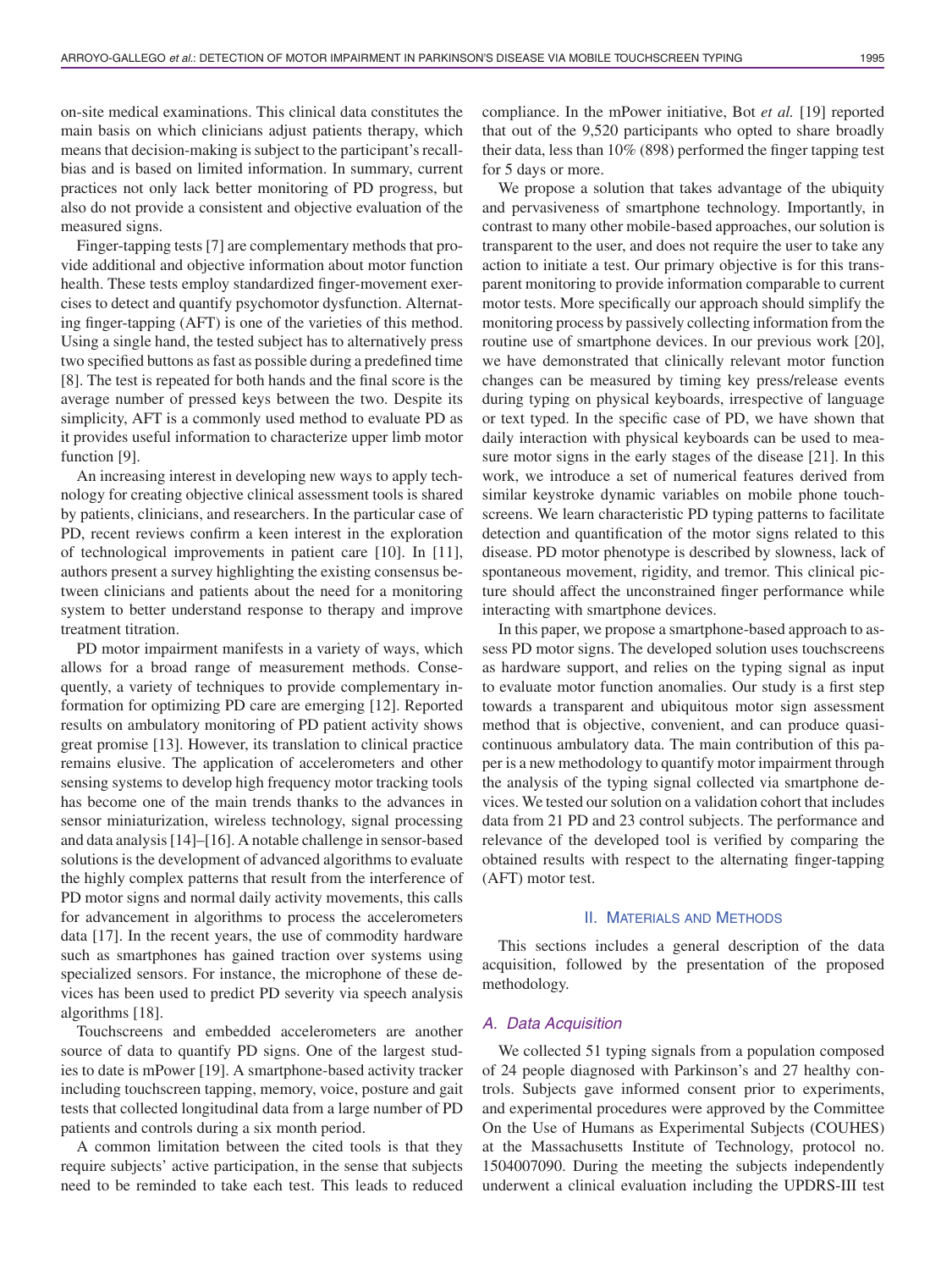on-site medical examinations. This clinical data constitutes the main basis on which clinicians adjust patients therapy, which means that decision-making is subject to the participant's recall-bias and is based on limited information. In summary, current practices not only lack better monitoring of PD progress, but also do not provide a consistent and objective evaluation of the measured signs.

Finger-tapping tests [7] are complementary methods that provide additional and objective information about motor function health. These tests employ standardized finger-movement exercises to detect and quantify psychomotor dysfunction. Alternating finger-tapping (AFT) is one of the varieties of this method. Using a single hand, the tested subject has to alternatively press two specified buttons as fast as possible during a predefined time [8]. The test is repeated for both hands and the final score is the average number of pressed keys between the two. Despite its simplicity, AFT is a commonly used method to evaluate PD as it provides useful information to characterize upper limb motor function [9].

An increasing interest in developing new ways to apply technology for creating objective clinical assessment tools is shared by patients, clinicians, and researchers. In the particular case of PD, recent reviews confirm a keen interest in the exploration of technological improvements in patient care [10]. In [11], authors present a survey highlighting the existing consensus between clinicians and patients about the need for a monitoring system to better understand response to therapy and improve treatment titration.

PD motor impairment manifests in a variety of ways, which allows for a broad range of measurement methods. Consequently, a variety of techniques to provide complementary information for optimizing PD care are emerging [12]. Reported results on ambulatory monitoring of PD patient activity shows great promise [13]. However, its translation to clinical practice remains elusive. The application of accelerometers and other sensing systems to develop high frequency motor tracking tools has become one of the main trends thanks to the advances in sensor miniaturization, wireless technology, signal processing and data analysis [14]–[16]. A notable challenge in sensor-based solutions is the development of advanced algorithms to evaluate the highly complex patterns that result from the interference of PD motor signs and normal daily activity movements, this calls for advancement in algorithms to process the accelerometers data [17]. In the recent years, the use of commodity hardware such as smartphones has gained traction over systems using specialized sensors. For instance, the microphone of these devices has been used to predict PD severity via speech analysis algorithms [18].

Touchscreens and embedded accelerometers are another source of data to quantify PD signs. One of the largest studies to date is mPower [19]. A smartphone-based activity tracker including touchscreen tapping, memory, voice, posture and gait tests that collected longitudinal data from a large number of PD patients and controls during a six month period.

A common limitation between the cited tools is that they require subjects' active participation, in the sense that subjects need to be reminded to take each test. This leads to reduced compliance. In the mPower initiative, Bot *et al.* [19] reported that out of the 9,520 participants who opted to share broadly their data, less than 10% (898) performed the finger tapping test for 5 days or more.

We propose a solution that takes advantage of the ubiquity and pervasiveness of smartphone technology. Importantly, in contrast to many other mobile-based approaches, our solution is transparent to the user, and does not require the user to take any action to initiate a test. Our primary objective is for this transparent monitoring to provide information comparable to current motor tests. More specifically our approach should simplify the monitoring process by passively collecting information from the routine use of smartphone devices. In our previous work [20], we have demonstrated that clinically relevant motor function changes can be measured by timing key press/release events during typing on physical keyboards, irrespective of language or text typed. In the specific case of PD, we have shown that daily interaction with physical keyboards can be used to measure motor signs in the early stages of the disease [21]. In this work, we introduce a set of numerical features derived from similar keystroke dynamic variables on mobile phone touchscreens. We learn characteristic PD typing patterns to facilitate detection and quantification of the motor signs related to this disease. PD motor phenotype is described by slowness, lack of spontaneous movement, rigidity, and tremor. This clinical picture should affect the unconstrained finger performance while interacting with smartphone devices.

In this paper, we propose a smartphone-based approach to assess PD motor signs. The developed solution uses touchscreens as hardware support, and relies on the typing signal as input to evaluate motor function anomalies. Our study is a first step towards a transparent and ubiquitous motor sign assessment method that is objective, convenient, and can produce quasi-continuous ambulatory data. The main contribution of this paper is a new methodology to quantify motor impairment through the analysis of the typing signal collected via smartphone devices. We tested our solution on a validation cohort that includes data from 21 PD and 23 control subjects. The performance and relevance of the developed tool is verified by comparing the obtained results with respect to the alternating finger-tapping (AFT) motor test.

## II. Materials and Methods

This sections includes a general description of the data acquisition, followed by the presentation of the proposed methodology.

### A. Data Acquisition

We collected 51 typing signals from a population composed of 24 people diagnosed with Parkinson's and 27 healthy controls. Subjects gave informed consent prior to experiments, and experimental procedures were approved by the Committee On the Use of Humans as Experimental Subjects (COUHES) at the Massachusetts Institute of Technology, protocol no. 1504007090. During the meeting the subjects independently underwent a clinical evaluation including the UPDRS-III test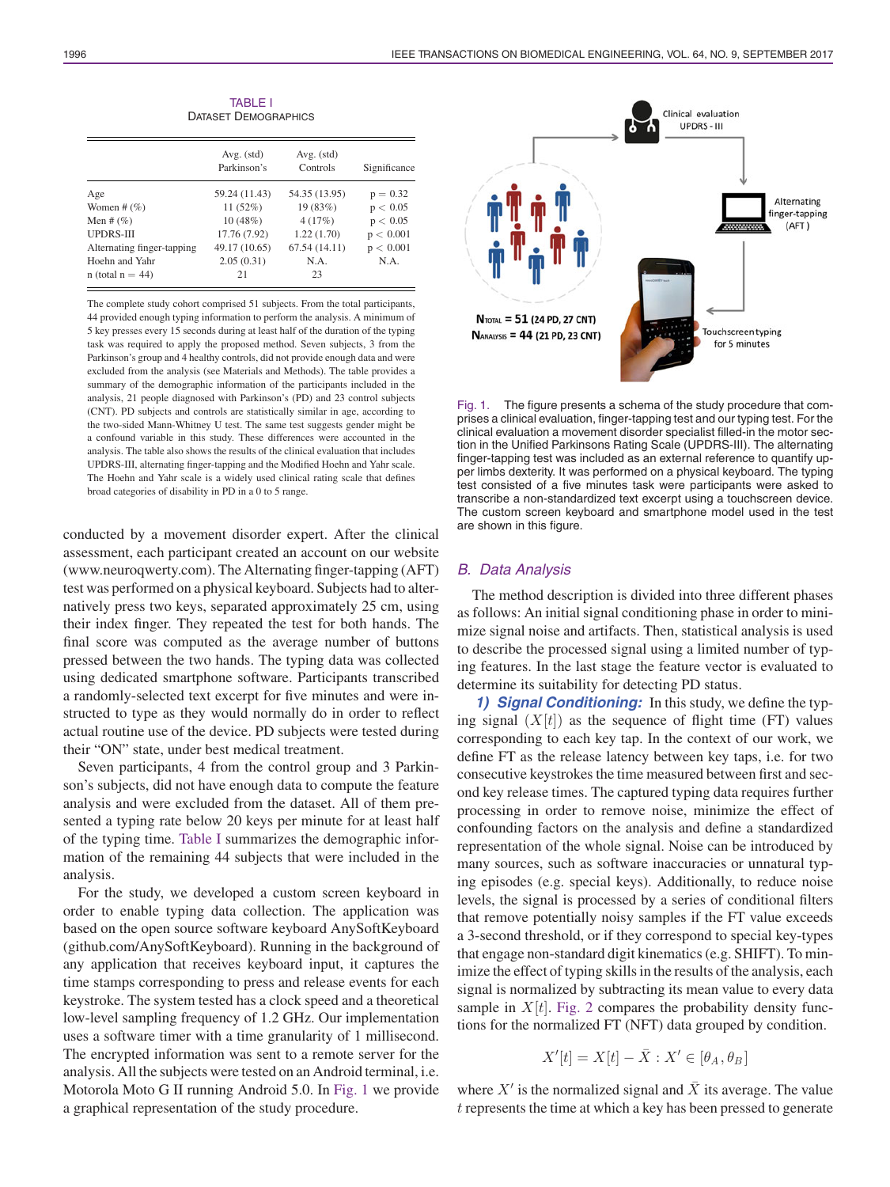TABLE I
DATASET DEMOGRAPHICS

| | Avg. (std) Parkinson's | Avg. (std) Controls | Significance |
|---|---|---|---|
| Age | 59.24 (11.43) | 54.35 (13.95) | $p = 0.32$ |
| Women # (%) | 11 (52%) | 19 (83%) | $p < 0.05$ |
| Men # (%) | 10 (48%) | 4 (17%) | $p < 0.05$ |
| UPDRS-III | 17.76 (7.92) | 1.22 (1.70) | $p < 0.001$ |
| Alternating finger-tapping | 49.17 (10.65) | 67.54 (14.11) | $p < 0.001$ |
| Hoehn and Yahr | 2.05 (0.31) | N.A. | N.A. |
| n (total n = 44) | 21 | 23 | |

The complete study cohort comprised 51 subjects. From the total participants, 44 provided enough typing information to perform the analysis. A minimum of 5 key presses every 15 seconds during at least half of the duration of the typing task was required to apply the proposed method. Seven subjects, 3 from the Parkinson's group and 4 healthy controls, did not provide enough data and were excluded from the analysis (see Materials and Methods). The table provides a summary of the demographic information of the participants included in the analysis, 21 people diagnosed with Parkinson's (PD) and 23 control subjects (CNT). PD subjects and controls are statistically similar in age, according to the two-sided Mann-Whitney U test. The same test suggests gender might be a confound variable in this study. These differences were accounted in the analysis. The table also shows the results of the clinical evaluation that includes UPDRS-III, alternating finger-tapping and the Modified Hoehn and Yahr scale. The Hoehn and Yahr scale is a widely used clinical rating scale that defines broad categories of disability in PD in a 0 to 5 range.

conducted by a movement disorder expert. After the clinical assessment, each participant created an account on our website (www.neuroqwerty.com). The Alternating finger-tapping (AFT) test was performed on a physical keyboard. Subjects had to alternatively press two keys, separated approximately 25 cm, using their index finger. They repeated the test for both hands. The final score was computed as the average number of buttons pressed between the two hands. The typing data was collected using dedicated smartphone software. Participants transcribed a randomly-selected text excerpt for five minutes and were instructed to type as they would normally do in order to reflect actual routine use of the device. PD subjects were tested during their "ON" state, under best medical treatment.

Seven participants, 4 from the control group and 3 Parkinson's subjects, did not have enough data to compute the feature analysis and were excluded from the dataset. All of them presented a typing rate below 20 keys per minute for at least half of the typing time. Table I summarizes the demographic information of the remaining 44 subjects that were included in the analysis.

For the study, we developed a custom screen keyboard in order to enable typing data collection. The application was based on the open source software keyboard AnySoftKeyboard (github.com/AnySoftKeyboard). Running in the background of any application that receives keyboard input, it captures the time stamps corresponding to press and release events for each keystroke. The system tested has a clock speed and a theoretical low-level sampling frequency of 1.2 GHz. Our implementation uses a software timer with a time granularity of 1 millisecond. The encrypted information was sent to a remote server for the analysis. All the subjects were tested on an Android terminal, i.e. Motorola Moto G II running Android 5.0. In Fig. 1 we provide a graphical representation of the study procedure.

Clinical evaluation UPDRS - III

Alternating finger-tapping (AFT)

Touchscreen typing for 5 minutes

$N_{TOTAL}$ = 51 (24 PD, 27 CNT)
$N_{ANALYSIS}$ = 44 (21 PD, 23 CNT)

Fig. 1. The figure presents a schema of the study procedure that comprises a clinical evaluation, finger-tapping test and our typing test. For the clinical evaluation a movement disorder specialist filled-in the motor section in the Unified Parkinsons Rating Scale (UPDRS-III). The alternating finger-tapping test was included as an external reference to quantify upper limbs dexterity. It was performed on a physical keyboard. The typing test consisted of a five minutes task were participants were asked to transcribe a non-standardized text excerpt using a touchscreen device. The custom screen keyboard and smartphone model used in the test are shown in this figure.

## B. Data Analysis

The method description is divided into three different phases as follows: An initial signal conditioning phase in order to minimize signal noise and artifacts. Then, statistical analysis is used to describe the processed signal using a limited number of typing features. In the last stage the feature vector is evaluated to determine its suitability for detecting PD status.

***1) Signal Conditioning:*** In this study, we define the typing signal ($X[t]$) as the sequence of flight time (FT) values corresponding to each key tap. In the context of our work, we define FT as the release latency between key taps, i.e. for two consecutive keystrokes the time measured between first and second key release times. The captured typing data requires further processing in order to remove noise, minimize the effect of confounding factors on the analysis and define a standardized representation of the whole signal. Noise can be introduced by many sources, such as software inaccuracies or unnatural typing episodes (e.g. special keys). Additionally, to reduce noise levels, the signal is processed by a series of conditional filters that remove potentially noisy samples if the FT value exceeds a 3-second threshold, or if they correspond to special key-types that engage non-standard digit kinematics (e.g. SHIFT). To minimize the effect of typing skills in the results of the analysis, each signal is normalized by subtracting its mean value to every data sample in $X[t]$. Fig. 2 compares the probability density functions for the normalized FT (NFT) data grouped by condition.

$$X'[t] = X[t] - \bar{X} : X' \in [\theta_A, \theta_B]$$

where $X'$ is the normalized signal and $\bar{X}$ its average. The value $t$ represents the time at which a key has been pressed to generate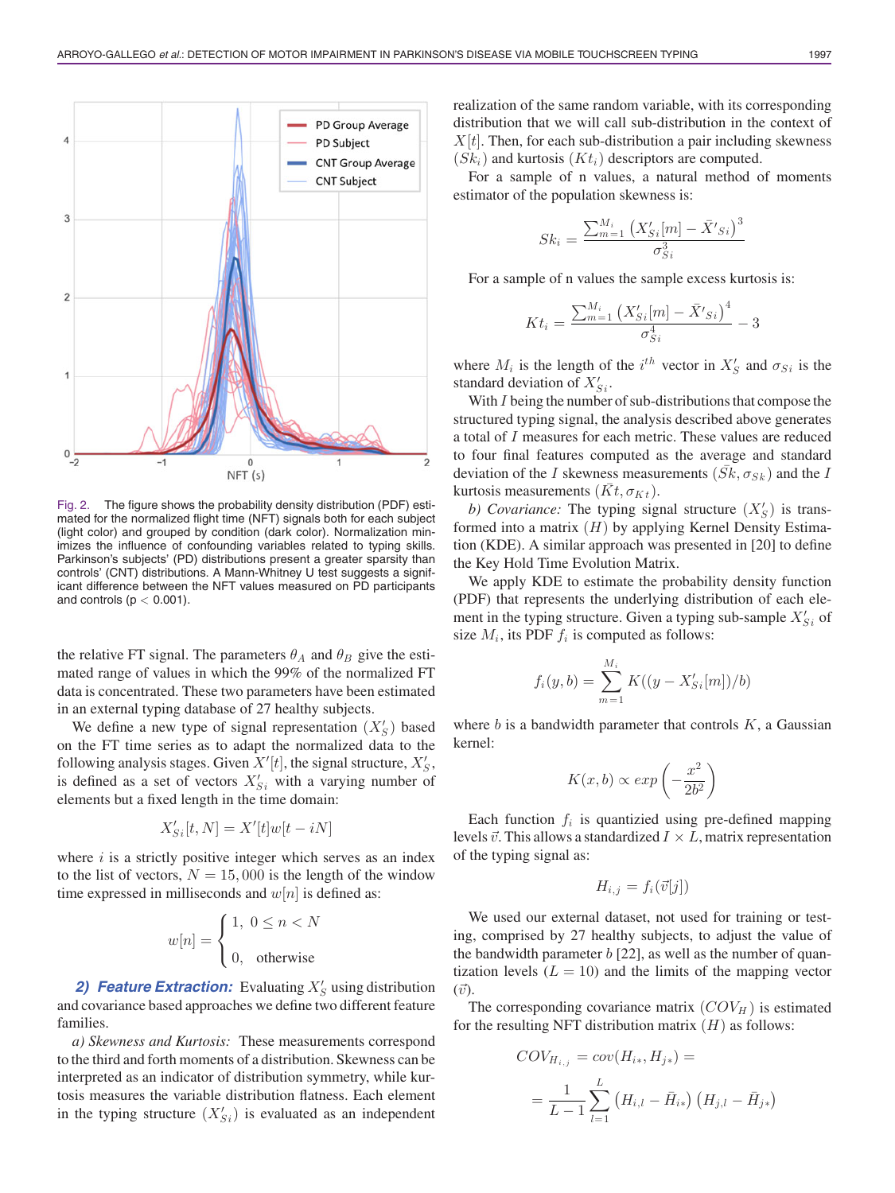PD Group Average

PD Subject

CNT Group Average

CNT Subject

4

3

2

1

0

−2

−1

0

1

2

NFT (s)

Fig. 2. The figure shows the probability density distribution (PDF) estimated for the normalized flight time (NFT) signals both for each subject (light color) and grouped by condition (dark color). Normalization minimizes the influence of confounding variables related to typing skills. Parkinson's subjects' (PD) distributions present a greater sparsity than controls' (CNT) distributions. A Mann-Whitney U test suggests a significant difference between the NFT values measured on PD participants and controls ($p < 0.001$).

the relative FT signal. The parameters $\theta_A$ and $\theta_B$ give the estimated range of values in which the 99% of the normalized FT data is concentrated. These two parameters have been estimated in an external typing database of 27 healthy subjects.

We define a new type of signal representation ($X'_S$) based on the FT time series as to adapt the normalized data to the following analysis stages. Given $X'[t]$, the signal structure, $X'_S$, is defined as a set of vectors $X'_{Si}$ with a varying number of elements but a fixed length in the time domain:

$$X'_{Si}[t, N] = X'[t]w[t - iN]$$

where $i$ is a strictly positive integer which serves as an index to the list of vectors, $N = 15,000$ is the length of the window time expressed in milliseconds and $w[n]$ is defined as:

$$w[n] = \begin{cases} 1, & 0 \leq n < N \\ 0, & \text{otherwise} \end{cases}$$

***2) Feature Extraction:*** Evaluating $X'_S$ using distribution and covariance based approaches we define two different feature families.

*a) Skewness and Kurtosis:* These measurements correspond to the third and forth moments of a distribution. Skewness can be interpreted as an indicator of distribution symmetry, while kurtosis measures the variable distribution flatness. Each element in the typing structure ($X'_{Si}$) is evaluated as an independent realization of the same random variable, with its corresponding distribution that we will call sub-distribution in the context of $X[t]$. Then, for each sub-distribution a pair including skewness ($Sk_i$) and kurtosis ($Kt_i$) descriptors are computed.

For a sample of n values, a natural method of moments estimator of the population skewness is:

$$Sk_i = \frac{\sum_{m=1}^{M_i} \left(X'_{Si}[m] - \bar{X}'_{Si}\right)^3}{\sigma_{Si}^3}$$

For a sample of n values the sample excess kurtosis is:

$$Kt_i = \frac{\sum_{m=1}^{M_i} \left(X'_{Si}[m] - \bar{X}'_{Si}\right)^4}{\sigma_{Si}^4} - 3$$

where $M_i$ is the length of the $i^{th}$ vector in $X'_S$ and $\sigma_{Si}$ is the standard deviation of $X'_{Si}$.

With $I$ being the number of sub-distributions that compose the structured typing signal, the analysis described above generates a total of $I$ measures for each metric. These values are reduced to four final features computed as the average and standard deviation of the $I$ skewness measurements ($\bar{Sk}, \sigma_{Sk}$) and the $I$ kurtosis measurements ($\bar{Kt}, \sigma_{Kt}$).

*b) Covariance:* The typing signal structure ($X'_S$) is transformed into a matrix ($H$) by applying Kernel Density Estimation (KDE). A similar approach was presented in [20] to define the Key Hold Time Evolution Matrix.

We apply KDE to estimate the probability density function (PDF) that represents the underlying distribution of each element in the typing structure. Given a typing sub-sample $X'_{Si}$ of size $M_i$, its PDF $f_i$ is computed as follows:

$$f_i(y, b) = \sum_{m=1}^{M_i} K((y - X'_{Si}[m])/b)$$

where $b$ is a bandwidth parameter that controls $K$, a Gaussian kernel:

$$K(x, b) \propto exp\left(-\frac{x^2}{2b^2}\right)$$

Each function $f_i$ is quantizied using pre-defined mapping levels $\vec{v}$. This allows a standardized $I \times L$, matrix representation of the typing signal as:

$$H_{i,j} = f_i(\vec{v}[j])$$

We used our external dataset, not used for training or testing, comprised by 27 healthy subjects, to adjust the value of the bandwidth parameter $b$ [22], as well as the number of quantization levels ($L = 10$) and the limits of the mapping vector ($\vec{v}$).

The corresponding covariance matrix ($COV_H$) is estimated for the resulting NFT distribution matrix ($H$) as follows:

$$COV_{H_{i,j}} = cov(H_{i*}, H_{j*}) = \\ = \frac{1}{L-1} \sum_{l=1}^{L} \left(H_{i,l} - \bar{H}_{i*}\right) \left(H_{j,l} - \bar{H}_{j*}\right)$$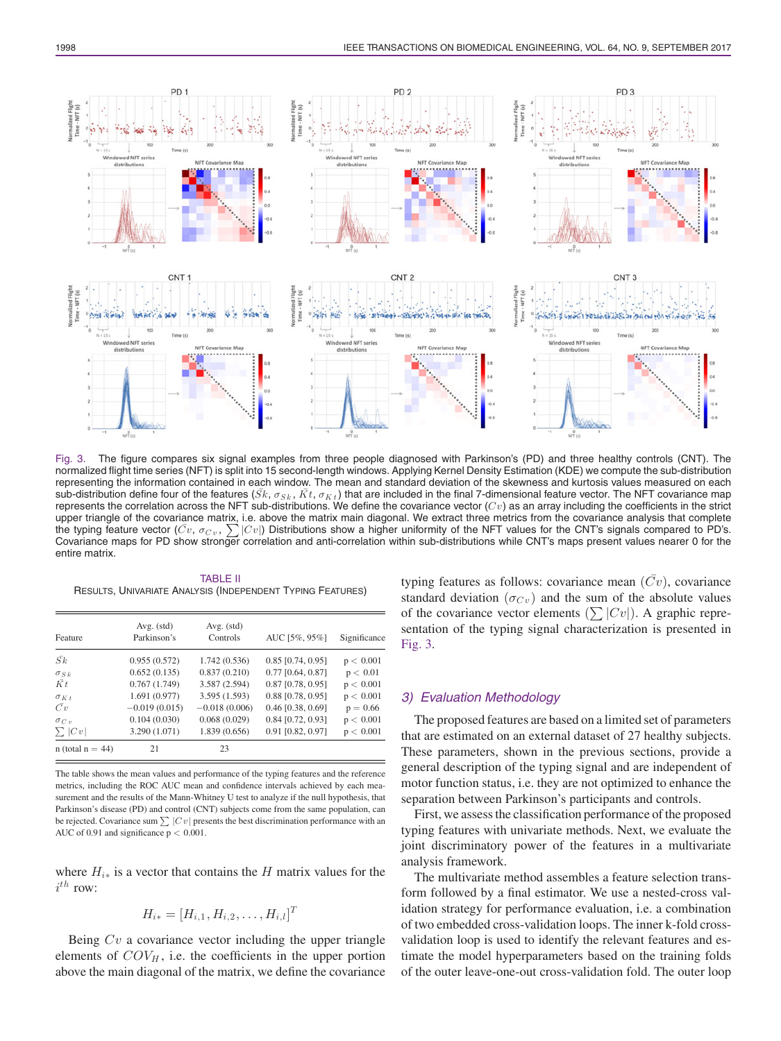PD 1

Normalized Flight Time - NFT (s)

Time (s)

N = 15 s

Windowed NFT series distributions

NFT (s)

NFT Covariance Map

PD 2

PD 3

CNT 1

CNT 2

CNT 3

Fig. 3. The figure compares six signal examples from three people diagnosed with Parkinson's (PD) and three healthy controls (CNT). The normalized flight time series (NFT) is split into 15 second-length windows. Applying Kernel Density Estimation (KDE) we compute the sub-distribution representing the information contained in each window. The mean and standard deviation of the skewness and kurtosis values measured on each sub-distribution define four of the features ($\bar{Sk}$, $\sigma_{Sk}$, $\bar{Kt}$, $\sigma_{Kt}$) that are included in the final 7-dimensional feature vector. The NFT covariance map represents the correlation across the NFT sub-distributions. We define the covariance vector ($Cv$) as an array including the coefficients in the strict upper triangle of the covariance matrix, i.e. above the matrix main diagonal. We extract three metrics from the covariance analysis that complete the typing feature vector ($\bar{Cv}$, $\sigma_{Cv}$, $\sum|Cv|$) Distributions show a higher uniformity of the NFT values for the CNT's signals compared to PD's. Covariance maps for PD show stronger correlation and anti-correlation within sub-distributions while CNT's maps present values nearer 0 for the entire matrix.

TABLE II
RESULTS, UNIVARIATE ANALYSIS (INDEPENDENT TYPING FEATURES)

| Feature | Avg. (std) Parkinson's | Avg. (std) Controls | AUC [5%, 95%] | Significance |
|---|---|---|---|---|
| $\bar{Sk}$ | 0.955 (0.572) | 1.742 (0.536) | 0.85 [0.74, 0.95] | $p < 0.001$ |
| $\sigma_{Sk}$ | 0.652 (0.135) | 0.837 (0.210) | 0.77 [0.64, 0.87] | $p < 0.01$ |
| $\bar{Kt}$ | 0.767 (1.749) | 3.587 (2.594) | 0.87 [0.78, 0.95] | $p < 0.001$ |
| $\sigma_{Kt}$ | 1.691 (0.977) | 3.595 (1.593) | 0.88 [0.78, 0.95] | $p < 0.001$ |
| $\bar{Cv}$ | −0.019 (0.015) | −0.018 (0.006) | 0.46 [0.38, 0.69] | $p = 0.66$ |
| $\sigma_{Cv}$ | 0.104 (0.030) | 0.068 (0.029) | 0.84 [0.72, 0.93] | $p < 0.001$ |
| $\sum\|Cv\|$ | 3.290 (1.071) | 1.839 (0.656) | 0.91 [0.82, 0.97] | $p < 0.001$ |
| n (total n = 44) | 21 | 23 | | |

The table shows the mean values and performance of the typing features and the reference metrics, including the ROC AUC mean and confidence intervals achieved by each measurement and the results of the Mann-Whitney U test to analyze if the null hypothesis, that Parkinson's disease (PD) and control (CNT) subjects come from the same population, can be rejected. Covariance sum $\sum|Cv|$ presents the best discrimination performance with an AUC of 0.91 and significance $p < 0.001$.

where $H_{i*}$ is a vector that contains the $H$ matrix values for the $i^{th}$ row:

$$H_{i*} = [H_{i,1}, H_{i,2}, \ldots, H_{i,l}]^T$$

Being $Cv$ a covariance vector including the upper triangle elements of $COV_H$, i.e. the coefficients in the upper portion above the main diagonal of the matrix, we define the covariance typing features as follows: covariance mean ($\bar{Cv}$), covariance standard deviation ($\sigma_{Cv}$) and the sum of the absolute values of the covariance vector elements ($\sum|Cv|$). A graphic representation of the typing signal characterization is presented in Fig. 3.

### 3) Evaluation Methodology

The proposed features are based on a limited set of parameters that are estimated on an external dataset of 27 healthy subjects. These parameters, shown in the previous sections, provide a general description of the typing signal and are independent of motor function status, i.e. they are not optimized to enhance the separation between Parkinson's participants and controls.

First, we assess the classification performance of the proposed typing features with univariate methods. Next, we evaluate the joint discriminatory power of the features in a multivariate analysis framework.

The multivariate method assembles a feature selection transform followed by a final estimator. We use a nested-cross validation strategy for performance evaluation, i.e. a combination of two embedded cross-validation loops. The inner k-fold cross-validation loop is used to identify the relevant features and estimate the model hyperparameters based on the training folds of the outer leave-one-out cross-validation fold. The outer loop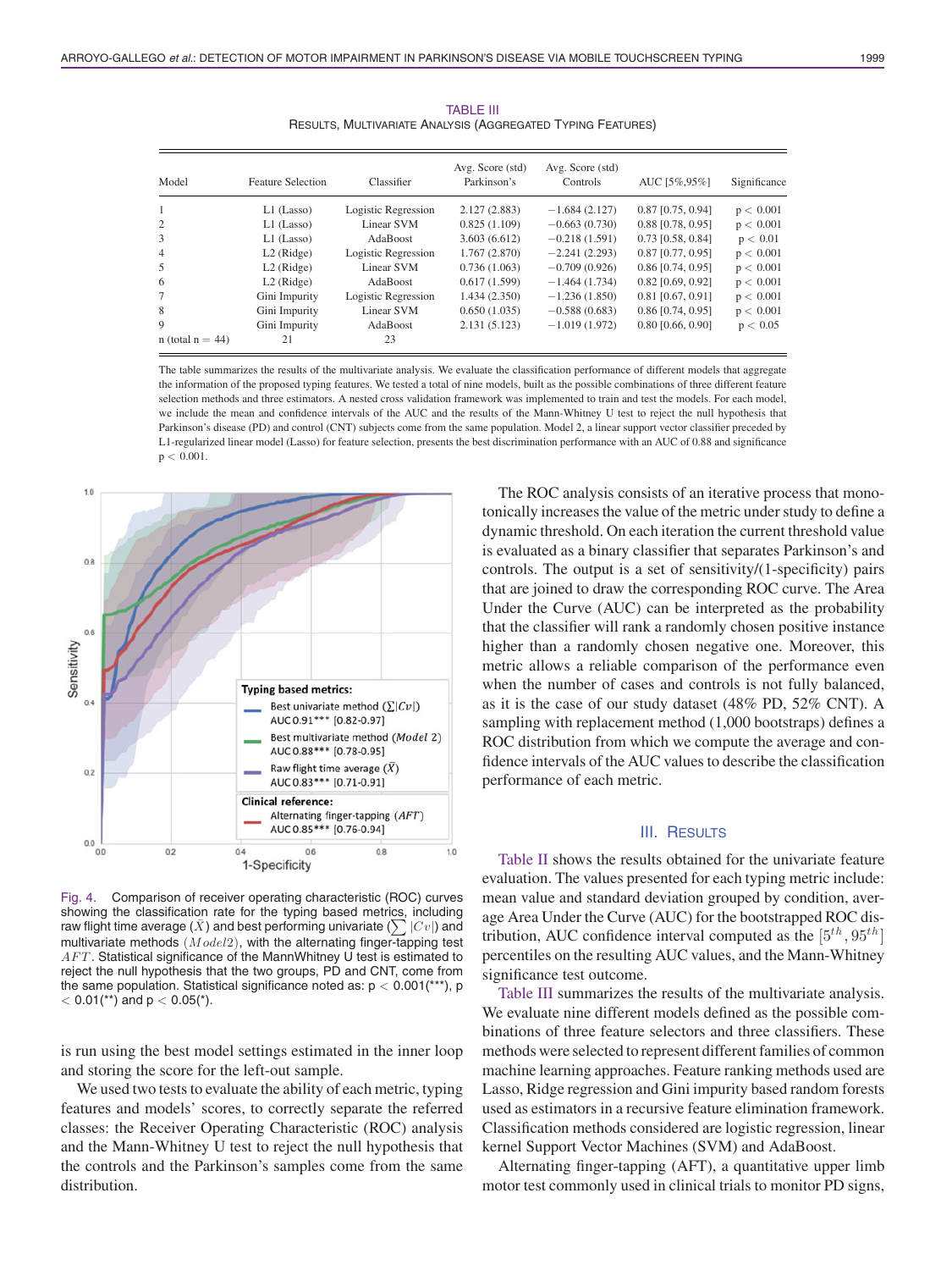TABLE III
RESULTS, MULTIVARIATE ANALYSIS (AGGREGATED TYPING FEATURES)

| Model | Feature Selection | Classifier | Avg. Score (std) Parkinson's | Avg. Score (std) Controls | AUC [5%,95%] | Significance |
|---|---|---|---|---|---|---|
| 1 | L1 (Lasso) | Logistic Regression | 2.127 (2.883) | −1.684 (2.127) | 0.87 [0.75, 0.94] | $p < 0.001$ |
| 2 | L1 (Lasso) | Linear SVM | 0.825 (1.109) | −0.663 (0.730) | 0.88 [0.78, 0.95] | $p < 0.001$ |
| 3 | L1 (Lasso) | AdaBoost | 3.603 (6.612) | −0.218 (1.591) | 0.73 [0.58, 0.84] | $p < 0.01$ |
| 4 | L2 (Ridge) | Logistic Regression | 1.767 (2.870) | −2.241 (2.293) | 0.87 [0.77, 0.95] | $p < 0.001$ |
| 5 | L2 (Ridge) | Linear SVM | 0.736 (1.063) | −0.709 (0.926) | 0.86 [0.74, 0.95] | $p < 0.001$ |
| 6 | L2 (Ridge) | AdaBoost | 0.617 (1.599) | −1.464 (1.734) | 0.82 [0.69, 0.92] | $p < 0.001$ |
| 7 | Gini Impurity | Logistic Regression | 1.434 (2.350) | −1.236 (1.850) | 0.81 [0.67, 0.91] | $p < 0.001$ |
| 8 | Gini Impurity | Linear SVM | 0.650 (1.035) | −0.588 (0.683) | 0.86 [0.74, 0.95] | $p < 0.001$ |
| 9 | Gini Impurity | AdaBoost | 2.131 (5.123) | −1.019 (1.972) | 0.80 [0.66, 0.90] | $p < 0.05$ |
| n (total n = 44) | 21 | 23 | | | | |

The table summarizes the results of the multivariate analysis. We evaluate the classification performance of different models that aggregate the information of the proposed typing features. We tested a total of nine models, built as the possible combinations of three different feature selection methods and three estimators. A nested cross validation framework was implemented to train and test the models. For each model, we include the mean and confidence intervals of the AUC and the results of the Mann-Whitney U test to reject the null hypothesis that Parkinson's disease (PD) and control (CNT) subjects come from the same population. Model 2, a linear support vector classifier preceded by L1-regularized linear model (Lasso) for feature selection, presents the best discrimination performance with an AUC of 0.88 and significance $p < 0.001$.

Typing based metrics:
Best univariate method ($\sum|Cv|$)
AUC 0.91*** [0.82-0.97]
Best multivariate method (*Model 2*)
AUC 0.88*** [0.78-0.95]
Raw flight time average ($\bar{X}$)
AUC 0.83*** [0.71-0.91]
Clinical reference:
Alternating finger-tapping (*AFT*)
AUC 0.85*** [0.76-0.94]

Sensitivity
1-Specificity

Fig. 4. Comparison of receiver operating characteristic (ROC) curves showing the classification rate for the typing based metrics, including raw flight time average ($\bar{X}$) and best performing univariate ($\sum|Cv|$) and multivariate methods ($Model2$), with the alternating finger-tapping test $AFT$. Statistical significance of the MannWhitney U test is estimated to reject the null hypothesis that the two groups, PD and CNT, come from the same population. Statistical significance noted as: $p < 0.001$(***), $p < 0.01$(**) and $p < 0.05$(*).

is run using the best model settings estimated in the inner loop and storing the score for the left-out sample.

We used two tests to evaluate the ability of each metric, typing features and models' scores, to correctly separate the referred classes: the Receiver Operating Characteristic (ROC) analysis and the Mann-Whitney U test to reject the null hypothesis that the controls and the Parkinson's samples come from the same distribution.

The ROC analysis consists of an iterative process that monotonically increases the value of the metric under study to define a dynamic threshold. On each iteration the current threshold value is evaluated as a binary classifier that separates Parkinson's and controls. The output is a set of sensitivity/(1-specificity) pairs that are joined to draw the corresponding ROC curve. The Area Under the Curve (AUC) can be interpreted as the probability that the classifier will rank a randomly chosen positive instance higher than a randomly chosen negative one. Moreover, this metric allows a reliable comparison of the performance even when the number of cases and controls is not fully balanced, as it is the case of our study dataset (48% PD, 52% CNT). A sampling with replacement method (1,000 bootstraps) defines a ROC distribution from which we compute the average and confidence intervals of the AUC values to describe the classification performance of each metric.

## III. RESULTS

Table II shows the results obtained for the univariate feature evaluation. The values presented for each typing metric include: mean value and standard deviation grouped by condition, average Area Under the Curve (AUC) for the bootstrapped ROC distribution, AUC confidence interval computed as the $[5^{th}, 95^{th}]$ percentiles on the resulting AUC values, and the Mann-Whitney significance test outcome.

Table III summarizes the results of the multivariate analysis. We evaluate nine different models defined as the possible combinations of three feature selectors and three classifiers. These methods were selected to represent different families of common machine learning approaches. Feature ranking methods used are Lasso, Ridge regression and Gini impurity based random forests used as estimators in a recursive feature elimination framework. Classification methods considered are logistic regression, linear kernel Support Vector Machines (SVM) and AdaBoost.

Alternating finger-tapping (AFT), a quantitative upper limb motor test commonly used in clinical trials to monitor PD signs,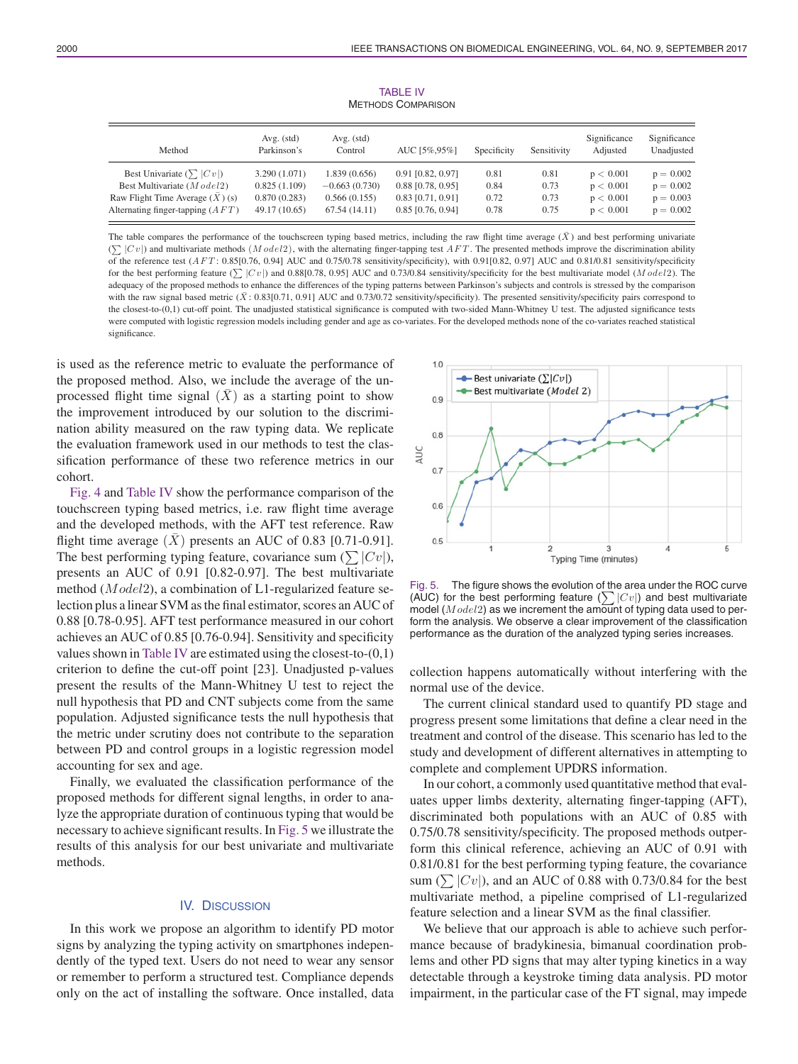TABLE IV
METHODS COMPARISON

| Method | Avg. (std) Parkinson's | Avg. (std) Control | AUC [5%,95%] | Specificity | Sensitivity | Significance Adjusted | Significance Unadjusted |
|---|---|---|---|---|---|---|---|
| Best Univariate ($\sum \|Cv\|$) | 3.290 (1.071) | 1.839 (0.656) | 0.91 [0.82, 0.97] | 0.81 | 0.81 | $p < 0.001$ | $p = 0.002$ |
| Best Multivariate ($Model2$) | 0.825 (1.109) | −0.663 (0.730) | 0.88 [0.78, 0.95] | 0.84 | 0.73 | $p < 0.001$ | $p = 0.002$ |
| Raw Flight Time Average ($\bar{X}$) (s) | 0.870 (0.283) | 0.566 (0.155) | 0.83 [0.71, 0.91] | 0.72 | 0.73 | $p < 0.001$ | $p = 0.003$ |
| Alternating finger-tapping ($AFT$) | 49.17 (10.65) | 67.54 (14.11) | 0.85 [0.76, 0.94] | 0.78 | 0.75 | $p < 0.001$ | $p = 0.002$ |

The table compares the performance of the touchscreen typing based metrics, including the raw flight time average ($\bar{X}$) and best performing univariate ($\sum |Cv|$) and multivariate methods ($Model2$), with the alternating finger-tapping test $AFT$. The presented methods improve the discrimination ability of the reference test ($AFT$: 0.85[0.76, 0.94] AUC and 0.75/0.78 sensitivity/specificity), with 0.91[0.82, 0.97] AUC and 0.81/0.81 sensitivity/specificity for the best performing feature ($\sum |Cv|$) and 0.88[0.78, 0.95] AUC and 0.73/0.84 sensitivity/specificity for the best multivariate model ($Model2$). The adequacy of the proposed methods to enhance the differences of the typing patterns between Parkinson's subjects and controls is stressed by the comparison with the raw signal based metric ($\bar{X}$: 0.83[0.71, 0.91] AUC and 0.73/0.72 sensitivity/specificity). The presented sensitivity/specificity pairs correspond to the closest-to-(0,1) cut-off point. The unadjusted statistical significance is computed with two-sided Mann-Whitney U test. The adjusted significance tests were computed with logistic regression models including gender and age as co-variates. For the developed methods none of the co-variates reached statistical significance.

is used as the reference metric to evaluate the performance of the proposed method. Also, we include the average of the unprocessed flight time signal ($\bar{X}$) as a starting point to show the improvement introduced by our solution to the discrimination ability measured on the raw typing data. We replicate the evaluation framework used in our methods to test the classification performance of these two reference metrics in our cohort.

Fig. 4 and Table IV show the performance comparison of the touchscreen typing based metrics, i.e. raw flight time average and the developed methods, with the AFT test reference. Raw flight time average ($\bar{X}$) presents an AUC of 0.83 [0.71-0.91]. The best performing typing feature, covariance sum ($\sum |Cv|$), presents an AUC of 0.91 [0.82-0.97]. The best multivariate method ($Model2$), a combination of L1-regularized feature selection plus a linear SVM as the final estimator, scores an AUC of 0.88 [0.78-0.95]. AFT test performance measured in our cohort achieves an AUC of 0.85 [0.76-0.94]. Sensitivity and specificity values shown in Table IV are estimated using the closest-to-(0,1) criterion to define the cut-off point [23]. Unadjusted p-values present the results of the Mann-Whitney U test to reject the null hypothesis that PD and CNT subjects come from the same population. Adjusted significance tests the null hypothesis that the metric under scrutiny does not contribute to the separation between PD and control groups in a logistic regression model accounting for sex and age.

Finally, we evaluated the classification performance of the proposed methods for different signal lengths, in order to analyze the appropriate duration of continuous typing that would be necessary to achieve significant results. In Fig. 5 we illustrate the results of this analysis for our best univariate and multivariate methods.

Best univariate ($\sum |Cv|$)
Best multivariate ($Model$ 2)
AUC
1.0
0.9
0.8
0.7
0.6
0.5
1
2
3
4
5
Typing Time (minutes)

Fig. 5. The figure shows the evolution of the area under the ROC curve (AUC) for the best performing feature ($\sum |Cv|$) and best multivariate model ($Model2$) as we increment the amount of typing data used to perform the analysis. We observe a clear improvement of the classification performance as the duration of the analyzed typing series increases.

## IV. Discussion

In this work we propose an algorithm to identify PD motor signs by analyzing the typing activity on smartphones independently of the typed text. Users do not need to wear any sensor or remember to perform a structured test. Compliance depends only on the act of installing the software. Once installed, data collection happens automatically without interfering with the normal use of the device.

The current clinical standard used to quantify PD stage and progress present some limitations that define a clear need in the treatment and control of the disease. This scenario has led to the study and development of different alternatives in attempting to complete and complement UPDRS information.

In our cohort, a commonly used quantitative method that evaluates upper limbs dexterity, alternating finger-tapping (AFT), discriminated both populations with an AUC of 0.85 with 0.75/0.78 sensitivity/specificity. The proposed methods outperform this clinical reference, achieving an AUC of 0.91 with 0.81/0.81 for the best performing typing feature, the covariance sum ($\sum |Cv|$), and an AUC of 0.88 with 0.73/0.84 for the best multivariate method, a pipeline comprised of L1-regularized feature selection and a linear SVM as the final classifier.

We believe that our approach is able to achieve such performance because of bradykinesia, bimanual coordination problems and other PD signs that may alter typing kinetics in a way detectable through a keystroke timing data analysis. PD motor impairment, in the particular case of the FT signal, may impede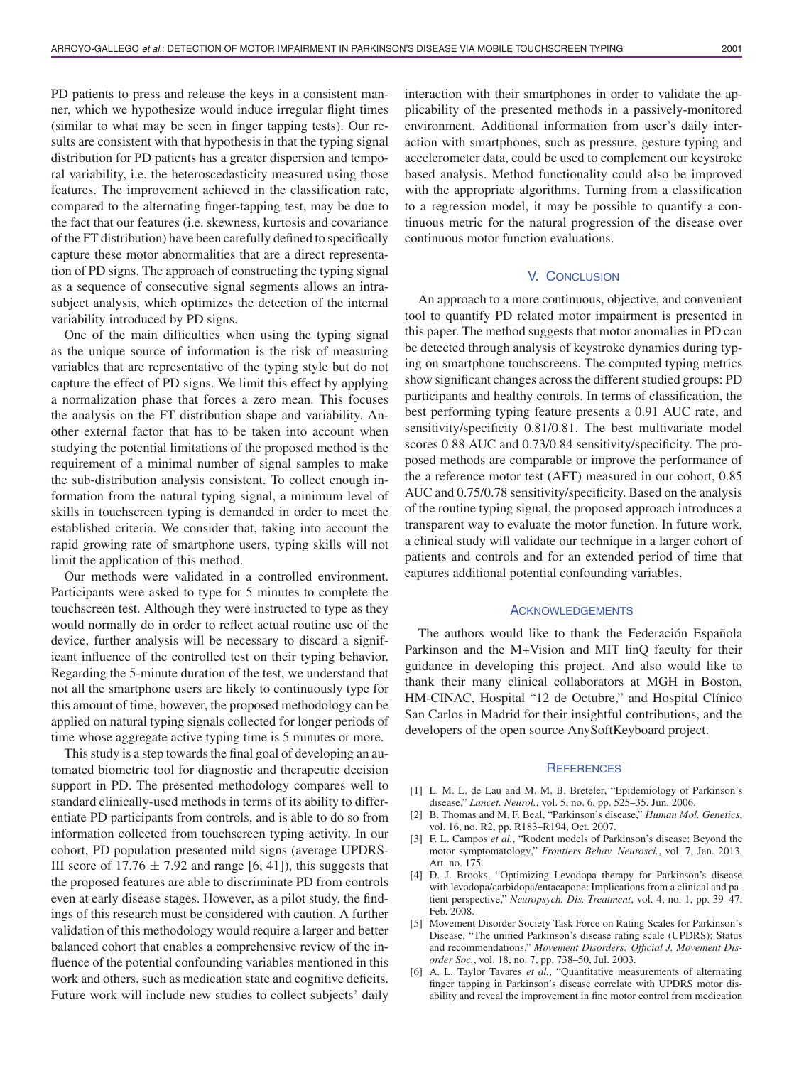PD patients to press and release the keys in a consistent manner, which we hypothesize would induce irregular flight times (similar to what may be seen in finger tapping tests). Our results are consistent with that hypothesis in that the typing signal distribution for PD patients has a greater dispersion and temporal variability, i.e. the heteroscedasticity measured using those features. The improvement achieved in the classification rate, compared to the alternating finger-tapping test, may be due to the fact that our features (i.e. skewness, kurtosis and covariance of the FT distribution) have been carefully defined to specifically capture these motor abnormalities that are a direct representation of PD signs. The approach of constructing the typing signal as a sequence of consecutive signal segments allows an intra-subject analysis, which optimizes the detection of the internal variability introduced by PD signs.

One of the main difficulties when using the typing signal as the unique source of information is the risk of measuring variables that are representative of the typing style but do not capture the effect of PD signs. We limit this effect by applying a normalization phase that forces a zero mean. This focuses the analysis on the FT distribution shape and variability. Another external factor that has to be taken into account when studying the potential limitations of the proposed method is the requirement of a minimal number of signal samples to make the sub-distribution analysis consistent. To collect enough information from the natural typing signal, a minimum level of skills in touchscreen typing is demanded in order to meet the established criteria. We consider that, taking into account the rapid growing rate of smartphone users, typing skills will not limit the application of this method.

Our methods were validated in a controlled environment. Participants were asked to type for 5 minutes to complete the touchscreen test. Although they were instructed to type as they would normally do in order to reflect actual routine use of the device, further analysis will be necessary to discard a significant influence of the controlled test on their typing behavior. Regarding the 5-minute duration of the test, we understand that not all the smartphone users are likely to continuously type for this amount of time, however, the proposed methodology can be applied on natural typing signals collected for longer periods of time whose aggregate active typing time is 5 minutes or more.

This study is a step towards the final goal of developing an automated biometric tool for diagnostic and therapeutic decision support in PD. The presented methodology compares well to standard clinically-used methods in terms of its ability to differentiate PD participants from controls, and is able to do so from information collected from touchscreen typing activity. In our cohort, PD population presented mild signs (average UPDRS-III score of $17.76 \pm 7.92$ and range [6, 41]), this suggests that the proposed features are able to discriminate PD from controls even at early disease stages. However, as a pilot study, the findings of this research must be considered with caution. A further validation of this methodology would require a larger and better balanced cohort that enables a comprehensive review of the influence of the potential confounding variables mentioned in this work and others, such as medication state and cognitive deficits. Future work will include new studies to collect subjects' daily interaction with their smartphones in order to validate the applicability of the presented methods in a passively-monitored environment. Additional information from user's daily interaction with smartphones, such as pressure, gesture typing and accelerometer data, could be used to complement our keystroke based analysis. Method functionality could also be improved with the appropriate algorithms. Turning from a classification to a regression model, it may be possible to quantify a continuous metric for the natural progression of the disease over continuous motor function evaluations.

## V. Conclusion

An approach to a more continuous, objective, and convenient tool to quantify PD related motor impairment is presented in this paper. The method suggests that motor anomalies in PD can be detected through analysis of keystroke dynamics during typing on smartphone touchscreens. The computed typing metrics show significant changes across the different studied groups: PD participants and healthy controls. In terms of classification, the best performing typing feature presents a 0.91 AUC rate, and sensitivity/specificity 0.81/0.81. The best multivariate model scores 0.88 AUC and 0.73/0.87 sensitivity/specificity. The proposed methods are comparable or improve the performance of the a reference motor test (AFT) measured in our cohort, 0.85 AUC and 0.75/0.78 sensitivity/specificity. Based on the analysis of the routine typing signal, the proposed approach introduces a transparent way to evaluate the motor function. In future work, a clinical study will validate our technique in a larger cohort of patients and controls and for an extended period of time that captures additional potential confounding variables.

## Acknowledgements

The authors would like to thank the Federación Española Parkinson and the M+Vision and MIT linQ faculty for their guidance in developing this project. And also would like to thank their many clinical collaborators at MGH in Boston, HM-CINAC, Hospital "12 de Octubre," and Hospital Clínico San Carlos in Madrid for their insightful contributions, and the developers of the open source AnySoftKeyboard project.

## References

[1] L. M. L. de Lau and M. M. B. Breteler, "Epidemiology of Parkinson's disease," *Lancet. Neurol.*, vol. 5, no. 6, pp. 525–35, Jun. 2006.

[2] B. Thomas and M. F. Beal, "Parkinson's disease," *Human Mol. Genetics*, vol. 16, no. R2, pp. R183–R194, Oct. 2007.

[3] F. L. Campos *et al.*, "Rodent models of Parkinson's disease: Beyond the motor symptomatology," *Frontiers Behav. Neurosci.*, vol. 7, Jan. 2013, Art. no. 175.

[4] D. J. Brooks, "Optimizing Levodopa therapy for Parkinson's disease with levodopa/carbidopa/entacapone: Implications from a clinical and patient perspective," *Neuropsych. Dis. Treatment*, vol. 4, no. 1, pp. 39–47, Feb. 2008.

[5] Movement Disorder Society Task Force on Rating Scales for Parkinson's Disease, "The unified Parkinson's disease rating scale (UPDRS): Status and recommendations." *Movement Disorders: Official J. Movement Disorder Soc.*, vol. 18, no. 7, pp. 738–50, Jul. 2003.

[6] A. L. Taylor Tavares *et al.*, "Quantitative measurements of alternating finger tapping in Parkinson's disease correlate with UPDRS motor disability and reveal the improvement in fine motor control from medication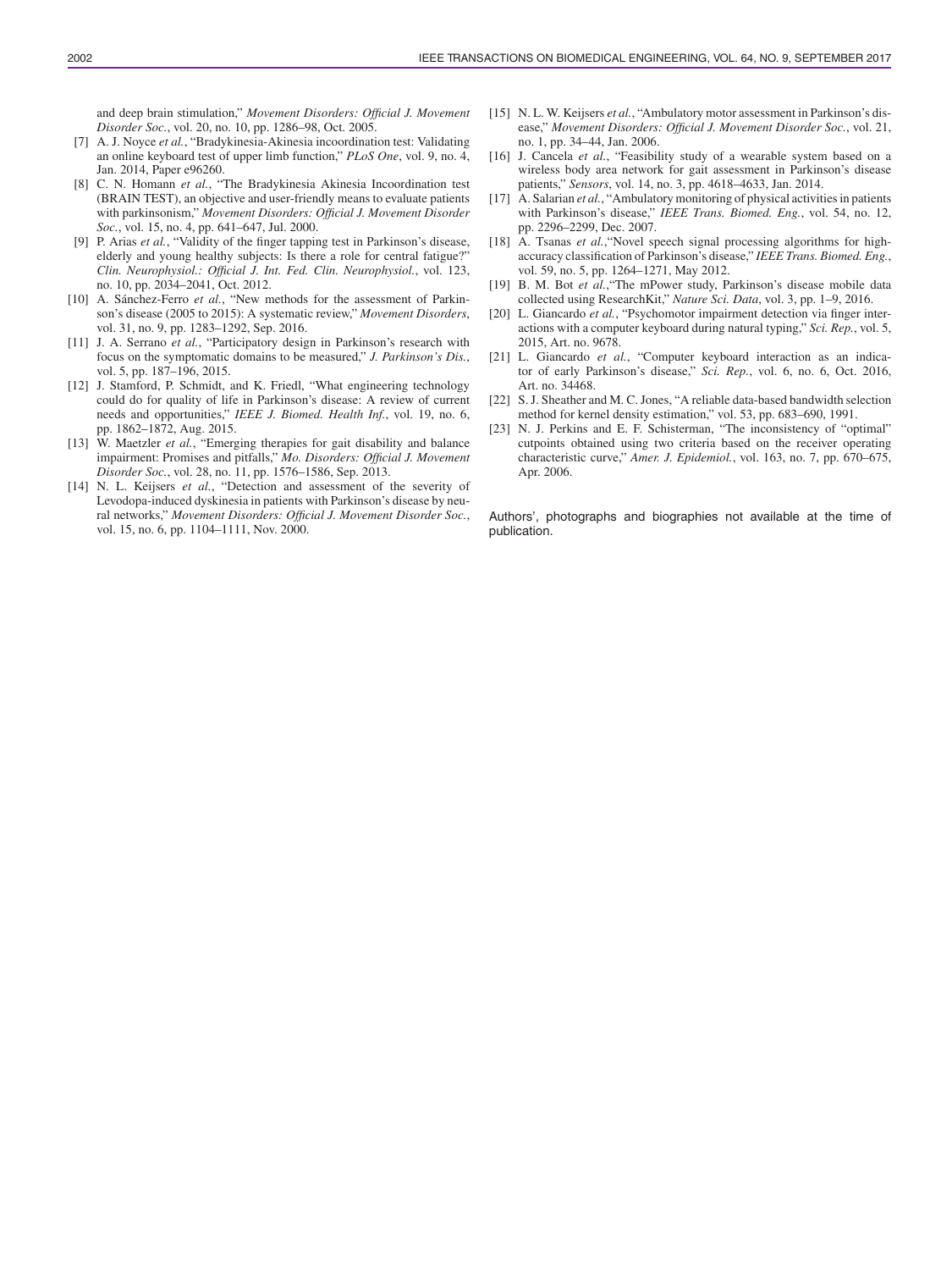and deep brain stimulation," *Movement Disorders: Official J. Movement Disorder Soc.*, vol. 20, no. 10, pp. 1286–98, Oct. 2005.

[7] A. J. Noyce *et al.*, "Bradykinesia-Akinesia incoordination test: Validating an online keyboard test of upper limb function," *PLoS One*, vol. 9, no. 4, Jan. 2014, Paper e96260.

[8] C. N. Homann *et al.*, "The Bradykinesia Akinesia Incoordination test (BRAIN TEST), an objective and user-friendly means to evaluate patients with parkinsonism," *Movement Disorders: Official J. Movement Disorder Soc.*, vol. 15, no. 4, pp. 641–647, Jul. 2000.

[9] P. Arias *et al.*, "Validity of the finger tapping test in Parkinson's disease, elderly and young healthy subjects: Is there a role for central fatigue?" *Clin. Neurophysiol.: Official J. Int. Fed. Clin. Neurophysiol.*, vol. 123, no. 10, pp. 2034–2041, Oct. 2012.

[10] A. Sánchez-Ferro *et al.*, "New methods for the assessment of Parkinson's disease (2005 to 2015): A systematic review," *Movement Disorders*, vol. 31, no. 9, pp. 1283–1292, Sep. 2016.

[11] J. A. Serrano *et al.*, "Participatory design in Parkinson's research with focus on the symptomatic domains to be measured," *J. Parkinson's Dis.*, vol. 5, pp. 187–196, 2015.

[12] J. Stamford, P. Schmidt, and K. Friedl, "What engineering technology could do for quality of life in Parkinson's disease: A review of current needs and opportunities," *IEEE J. Biomed. Health Inf.*, vol. 19, no. 6, pp. 1862–1872, Aug. 2015.

[13] W. Maetzler *et al.*, "Emerging therapies for gait disability and balance impairment: Promises and pitfalls," *Mo. Disorders: Official J. Movement Disorder Soc.*, vol. 28, no. 11, pp. 1576–1586, Sep. 2013.

[14] N. L. Keijsers *et al.*, "Detection and assessment of the severity of Levodopa-induced dyskinesia in patients with Parkinson's disease by neural networks," *Movement Disorders: Official J. Movement Disorder Soc.*, vol. 15, no. 6, pp. 1104–1111, Nov. 2000.

[15] N. L. W. Keijsers *et al.*, "Ambulatory motor assessment in Parkinson's disease," *Movement Disorders: Official J. Movement Disorder Soc.*, vol. 21, no. 1, pp. 34–44, Jan. 2006.

[16] J. Cancela *et al.*, "Feasibility study of a wearable system based on a wireless body area network for gait assessment in Parkinson's disease patients," *Sensors*, vol. 14, no. 3, pp. 4618–4633, Jan. 2014.

[17] A. Salarian *et al.*, "Ambulatory monitoring of physical activities in patients with Parkinson's disease," *IEEE Trans. Biomed. Eng.*, vol. 54, no. 12, pp. 2296–2299, Dec. 2007.

[18] A. Tsanas *et al.*,"Novel speech signal processing algorithms for high-accuracy classification of Parkinson's disease," *IEEE Trans. Biomed. Eng.*, vol. 59, no. 5, pp. 1264–1271, May 2012.

[19] B. M. Bot *et al.*,"The mPower study, Parkinson's disease mobile data collected using ResearchKit," *Nature Sci. Data*, vol. 3, pp. 1–9, 2016.

[20] L. Giancardo *et al.*, "Psychomotor impairment detection via finger interactions with a computer keyboard during natural typing," *Sci. Rep.*, vol. 5, 2015, Art. no. 9678.

[21] L. Giancardo *et al.*, "Computer keyboard interaction as an indicator of early Parkinson's disease," *Sci. Rep.*, vol. 6, no. 6, Oct. 2016, Art. no. 34468.

[22] S. J. Sheather and M. C. Jones, "A reliable data-based bandwidth selection method for kernel density estimation," vol. 53, pp. 683–690, 1991.

[23] N. J. Perkins and E. F. Schisterman, "The inconsistency of "optimal" cutpoints obtained using two criteria based on the receiver operating characteristic curve," *Amer. J. Epidemiol.*, vol. 163, no. 7, pp. 670–675, Apr. 2006.

Authors', photographs and biographies not available at the time of publication.